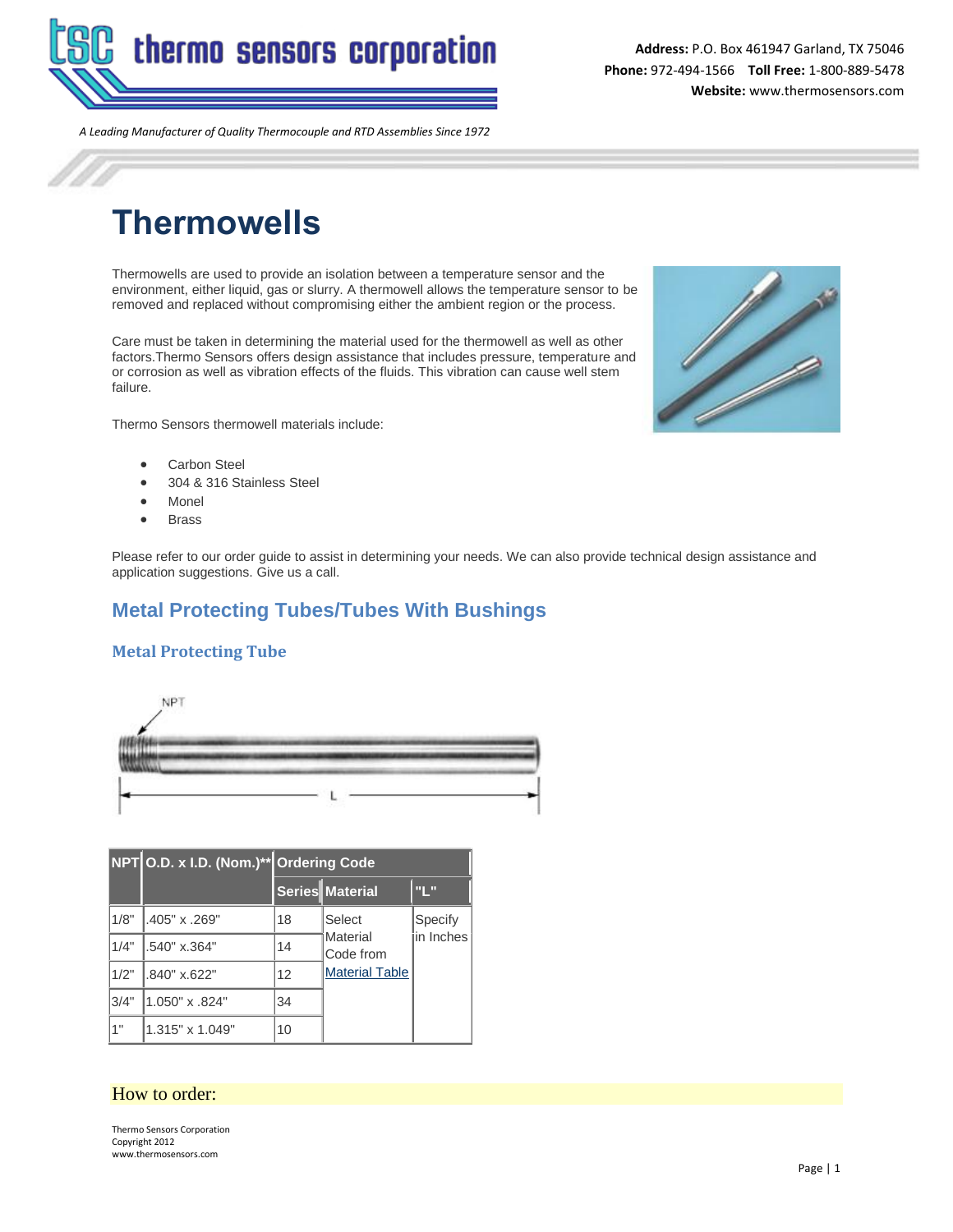# Thermowells

Thermowells are used to provide an isolation between a temperature sensor and the environment, either liquid, gas or slurry. A thermowell allows the temperature sensor to be removed and replaced without compromising either the ambient region or the process.

Care must be taken in determining the material used for the thermowell as well as other factors.Thermo Sensors offers design assistance that includes pressure, temperature and or corrosion as well as vibration effects of the fluids. This vibration can cause well stem failure.

Thermo Sensors thermowell materials include:

- Carbon Steel
- 304 & 316 Stainless Steel
- Monel
- Brass

Please refer to our order guide to assist in determining your needs. We can also provide technical design assistance and application suggestions. Give us a call.

## Metal Protecting Tubes/Tubes With Bushings

### Metal Protecting Tube

| NPT | O.D. x I.D. (Nom.)** | Ordering Code | | |
|---|---|---|---|---|
| | | Series | Material | "L" |
| 1/8" | .405" x .269" | 18 | Select Material Code from Material Table | Specify in Inches |
| 1/4" | .540" x.364" | 14 | | |
| 1/2" | .840" x.622" | 12 | | |
| 3/4" | 1.050" x .824" | 34 | | |
| 1" | 1.315" x 1.049" | 10 | | |

How to order: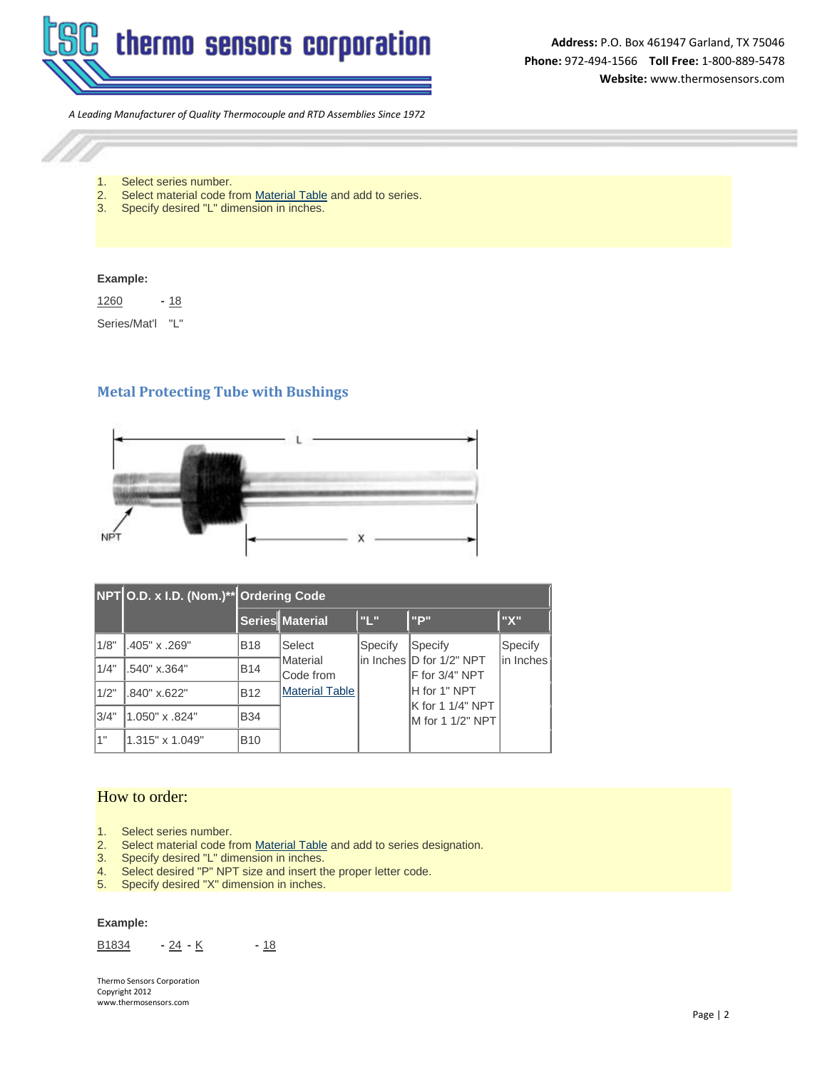1. Select series number.
2. Select material code from Material Table and add to series.
3. Specify desired "L" dimension in inches.

**Example:**

1260 - 18

Series/Mat'l "L"

## Metal Protecting Tube with Bushings

| NPT | O.D. x I.D. (Nom.)** | Ordering Code | | | | |
|---|---|---|---|---|---|---|
| | | Series | Material | "L" | "P" | "X" |
| 1/8" | .405" x .269" | B18 | Select Material Code from Material Table | Specify in Inches | Specify D for 1/2" NPT F for 3/4" NPT H for 1" NPT K for 1 1/4" NPT M for 1 1/2" NPT | Specify in Inches |
| 1/4" | .540" x.364" | B14 | | | | |
| 1/2" | .840" x.622" | B12 | | | | |
| 3/4" | 1.050" x .824" | B34 | | | | |
| 1" | 1.315" x 1.049" | B10 | | | | |

## How to order:

1. Select series number.
2. Select material code from Material Table and add to series designation.
3. Specify desired "L" dimension in inches.
4. Select desired "P" NPT size and insert the proper letter code.
5. Specify desired "X" dimension in inches.

**Example:**

B1834 - 24 - K - 18

Thermo Sensors Corporation
Copyright 2012
www.thermosensors.com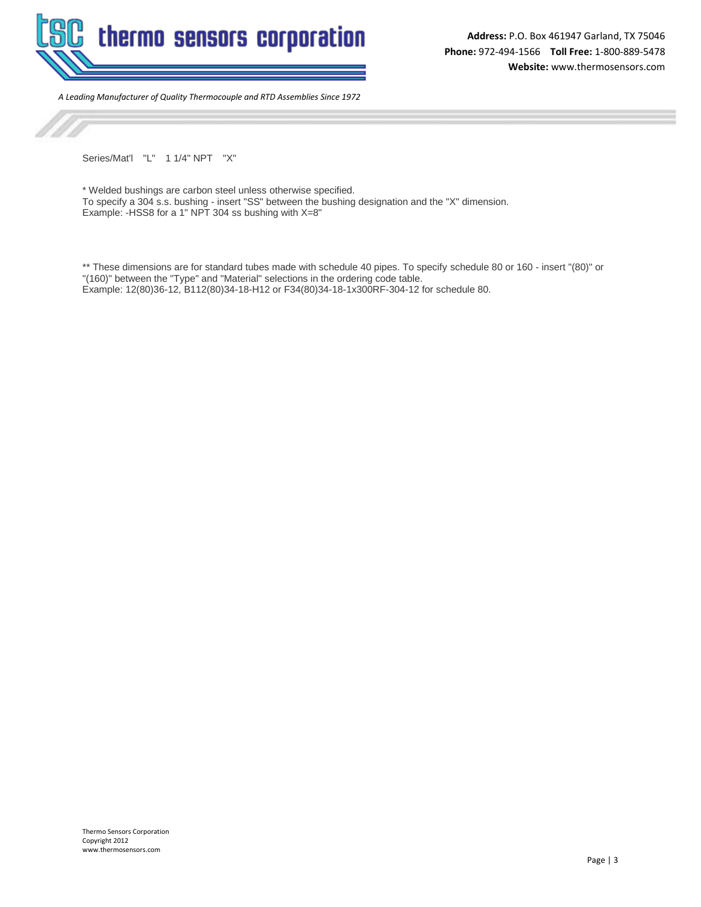Series/Mat'l "L" 1 1/4" NPT "X"

* Welded bushings are carbon steel unless otherwise specified.
To specify a 304 s.s. bushing - insert "SS" between the bushing designation and the "X" dimension.
Example: -HSS8 for a 1" NPT 304 ss bushing with X=8"

** These dimensions are for standard tubes made with schedule 40 pipes. To specify schedule 80 or 160 - insert "(80)" or "(160)" between the "Type" and "Material" selections in the ordering code table.
Example: 12(80)36-12, B112(80)34-18-H12 or F34(80)34-18-1x300RF-304-12 for schedule 80.